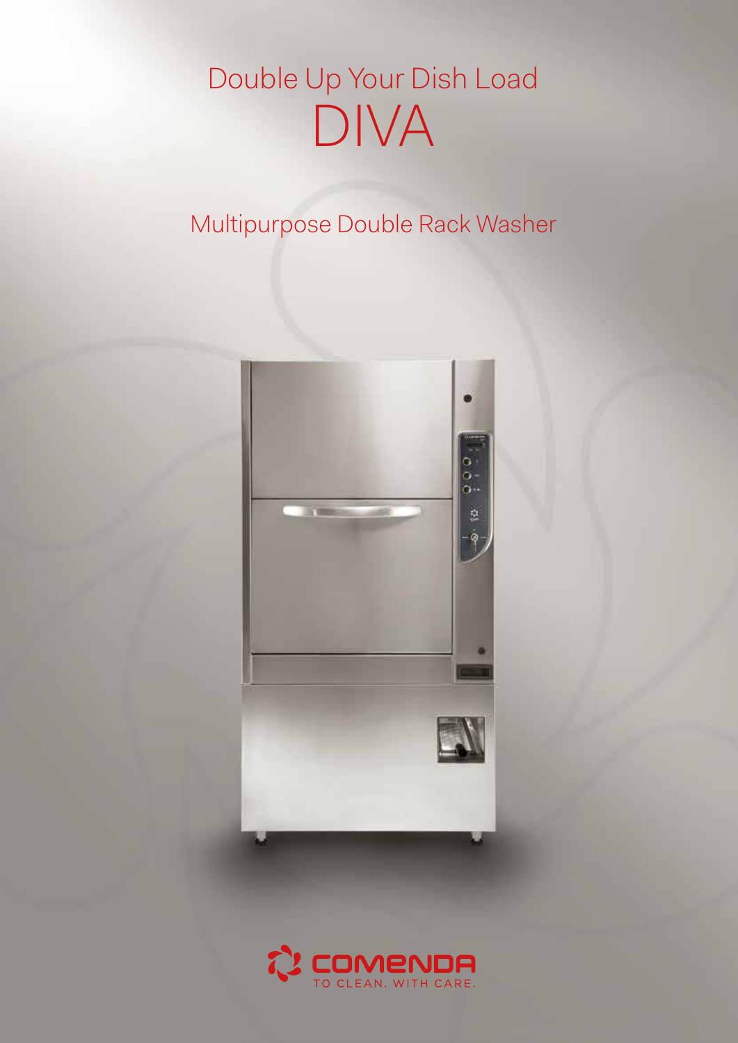# Double Up Your Dish Load

# DIVA

## Multipurpose Double Rack Washer

COMENDA

TO CLEAN. WITH CARE.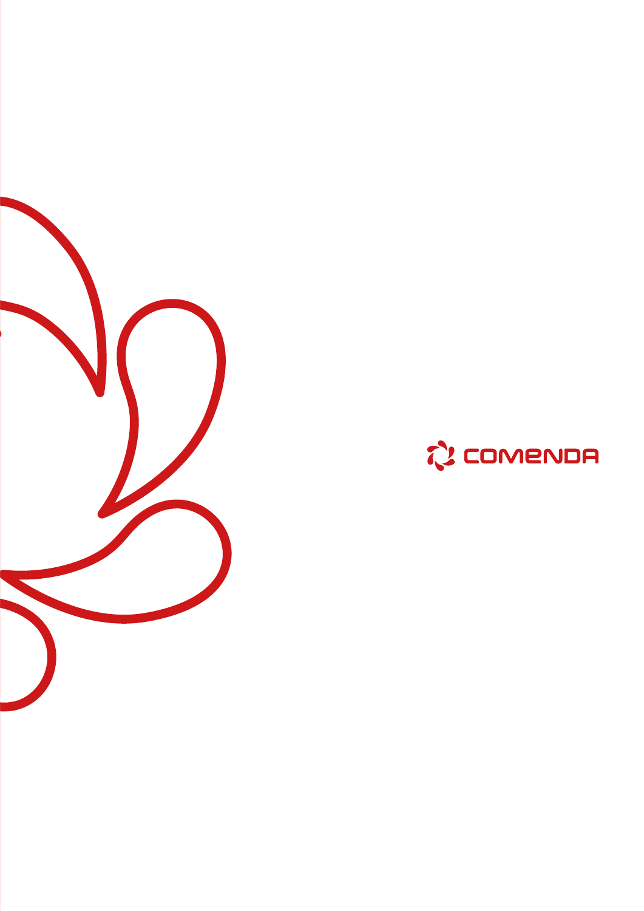COMENDA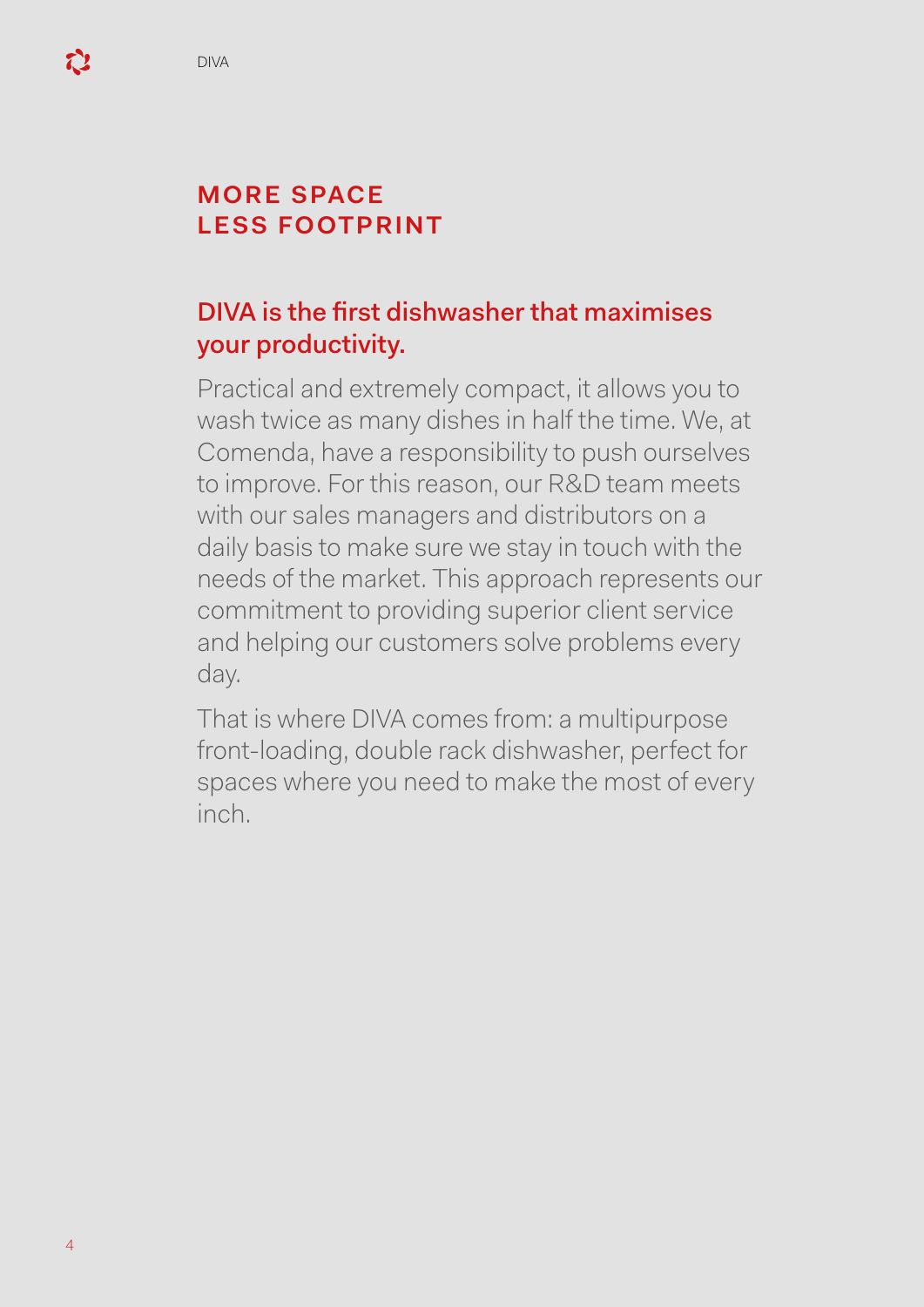# MORE SPACE LESS FOOTPRINT

## DIVA is the first dishwasher that maximises your productivity.

Practical and extremely compact, it allows you to wash twice as many dishes in half the time. We, at Comenda, have a responsibility to push ourselves to improve. For this reason, our R&D team meets with our sales managers and distributors on a daily basis to make sure we stay in touch with the needs of the market. This approach represents our commitment to providing superior client service and helping our customers solve problems every day.

That is where DIVA comes from: a multipurpose front-loading, double rack dishwasher, perfect for spaces where you need to make the most of every inch.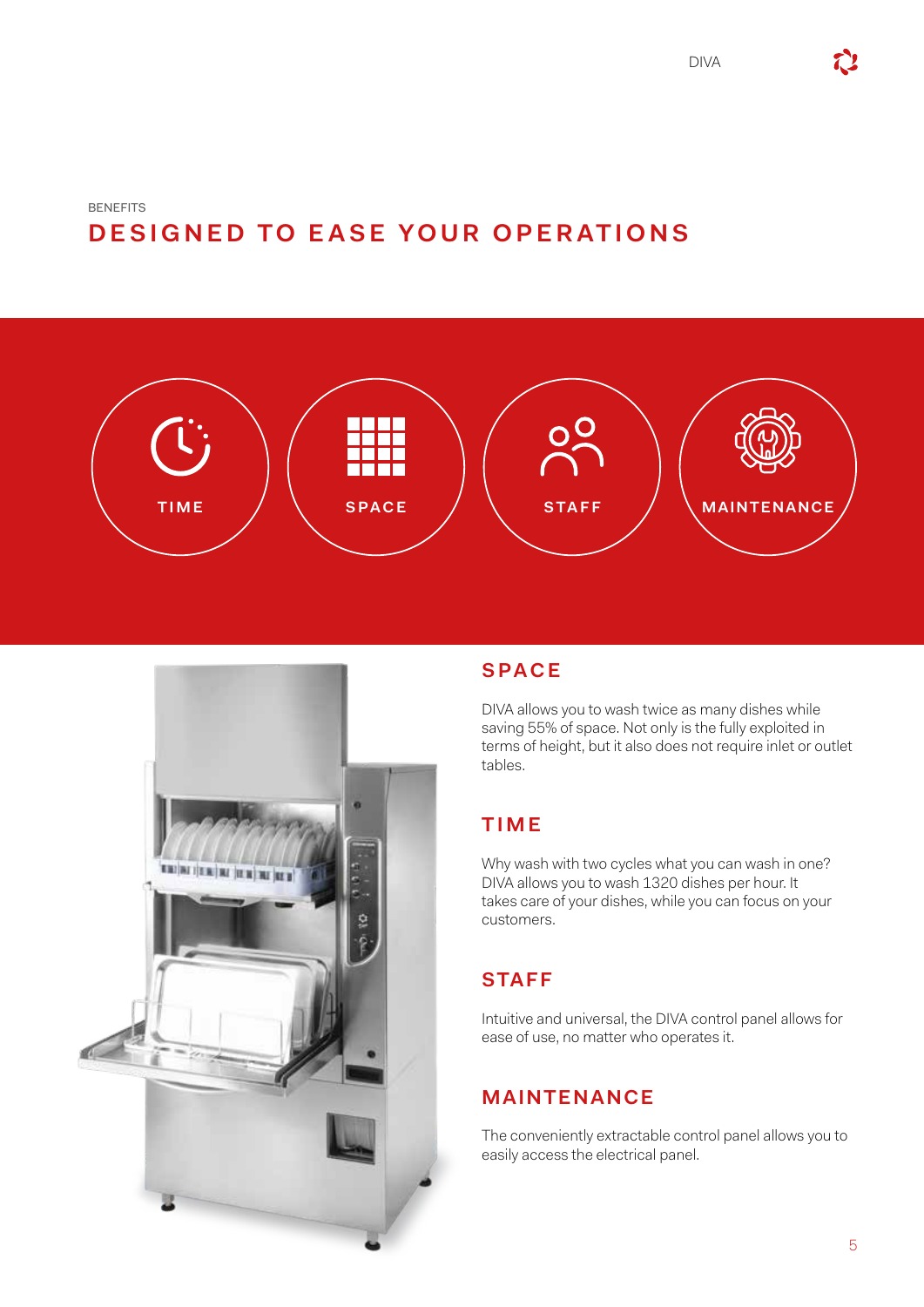BENEFITS

# DESIGNED TO EASE YOUR OPERATIONS

TIME

SPACE

STAFF

MAINTENANCE

## SPACE

DIVA allows you to wash twice as many dishes while saving 55% of space. Not only is the fully exploited in terms of height, but it also does not require inlet or outlet tables.

## TIME

Why wash with two cycles what you can wash in one? DIVA allows you to wash 1320 dishes per hour. It takes care of your dishes, while you can focus on your customers.

## STAFF

Intuitive and universal, the DIVA control panel allows for ease of use, no matter who operates it.

## MAINTENANCE

The conveniently extractable control panel allows you to easily access the electrical panel.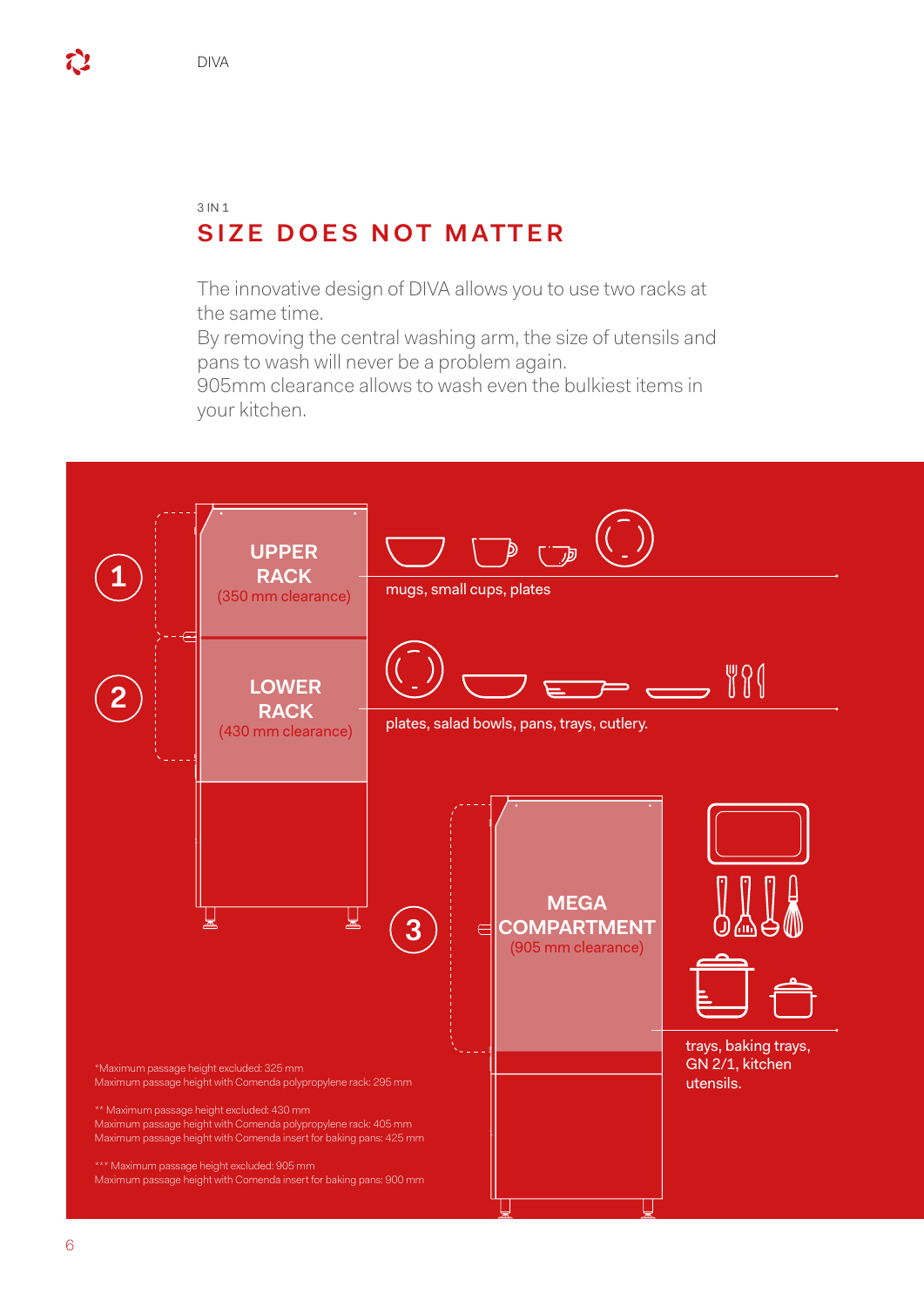3 IN 1

## SIZE DOES NOT MATTER

The innovative design of DIVA allows you to use two racks at the same time.
By removing the central washing arm, the size of utensils and pans to wash will never be a problem again.
905mm clearance allows to wash even the bulkiest items in your kitchen.

**1** UPPER RACK (350 mm clearance)

mugs, small cups, plates

**2** LOWER RACK (430 mm clearance)

plates, salad bowls, pans, trays, cutlery.

**3** MEGA COMPARTMENT (905 mm clearance)

trays, baking trays, GN 2/1, kitchen utensils.

*Maximum passage height excluded: 325 mm
Maximum passage height with Comenda polypropylene rack: 295 mm

** Maximum passage height excluded: 430 mm
Maximum passage height with Comenda polypropylene rack: 405 mm
Maximum passage height with Comenda insert for baking pans: 425 mm

*** Maximum passage height excluded: 905 mm
Maximum passage height with Comenda insert for baking pans: 900 mm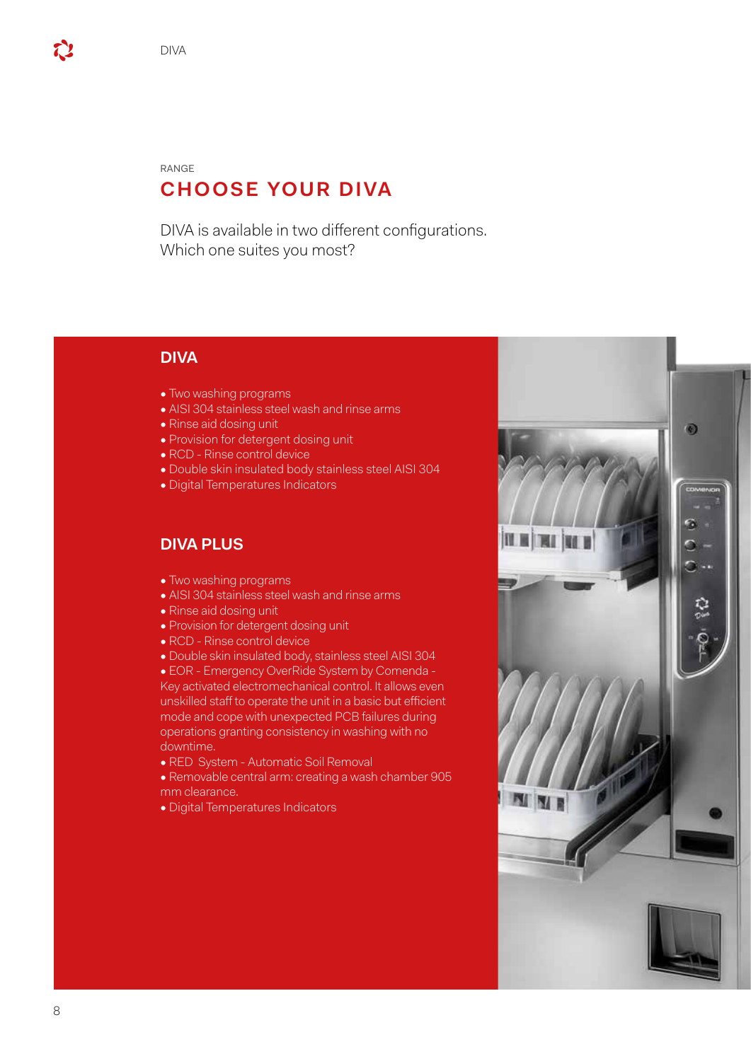RANGE

# CHOOSE YOUR DIVA

DIVA is available in two different configurations.
Which one suites you most?

## DIVA

- Two washing programs
- AISI 304 stainless steel wash and rinse arms
- Rinse aid dosing unit
- Provision for detergent dosing unit
- RCD - Rinse control device
- Double skin insulated body stainless steel AISI 304
- Digital Temperatures Indicators

## DIVA PLUS

- Two washing programs
- AISI 304 stainless steel wash and rinse arms
- Rinse aid dosing unit
- Provision for detergent dosing unit
- RCD - Rinse control device
- Double skin insulated body, stainless steel AISI 304
- EOR - Emergency OverRide System by Comenda - Key activated electromechanical control. It allows even unskilled staff to operate the unit in a basic but efficient mode and cope with unexpected PCB failures during operations granting consistency in washing with no downtime.
- RED System - Automatic Soil Removal
- Removable central arm: creating a wash chamber 905 mm clearance.
- Digital Temperatures Indicators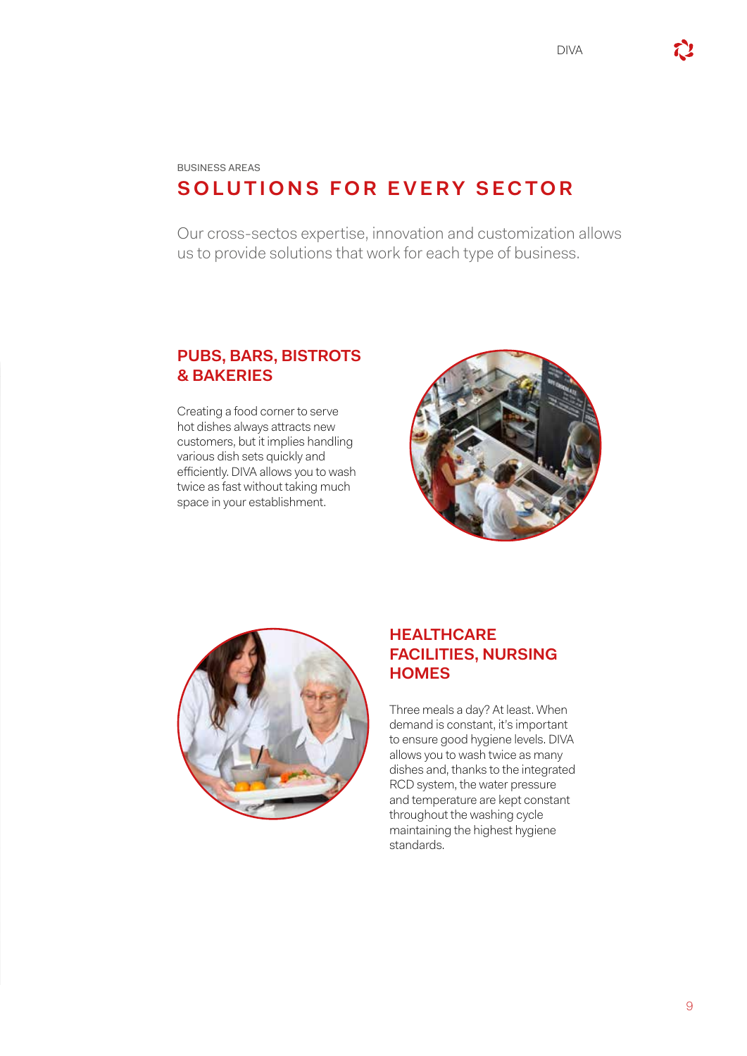BUSINESS AREAS

# SOLUTIONS FOR EVERY SECTOR

Our cross-sectos expertise, innovation and customization allows us to provide solutions that work for each type of business.

## PUBS, BARS, BISTROTS & BAKERIES

Creating a food corner to serve hot dishes always attracts new customers, but it implies handling various dish sets quickly and efficiently. DIVA allows you to wash twice as fast without taking much space in your establishment.

## HEALTHCARE FACILITIES, NURSING HOMES

Three meals a day? At least. When demand is constant, it's important to ensure good hygiene levels. DIVA allows you to wash twice as many dishes and, thanks to the integrated RCD system, the water pressure and temperature are kept constant throughout the washing cycle maintaining the highest hygiene standards.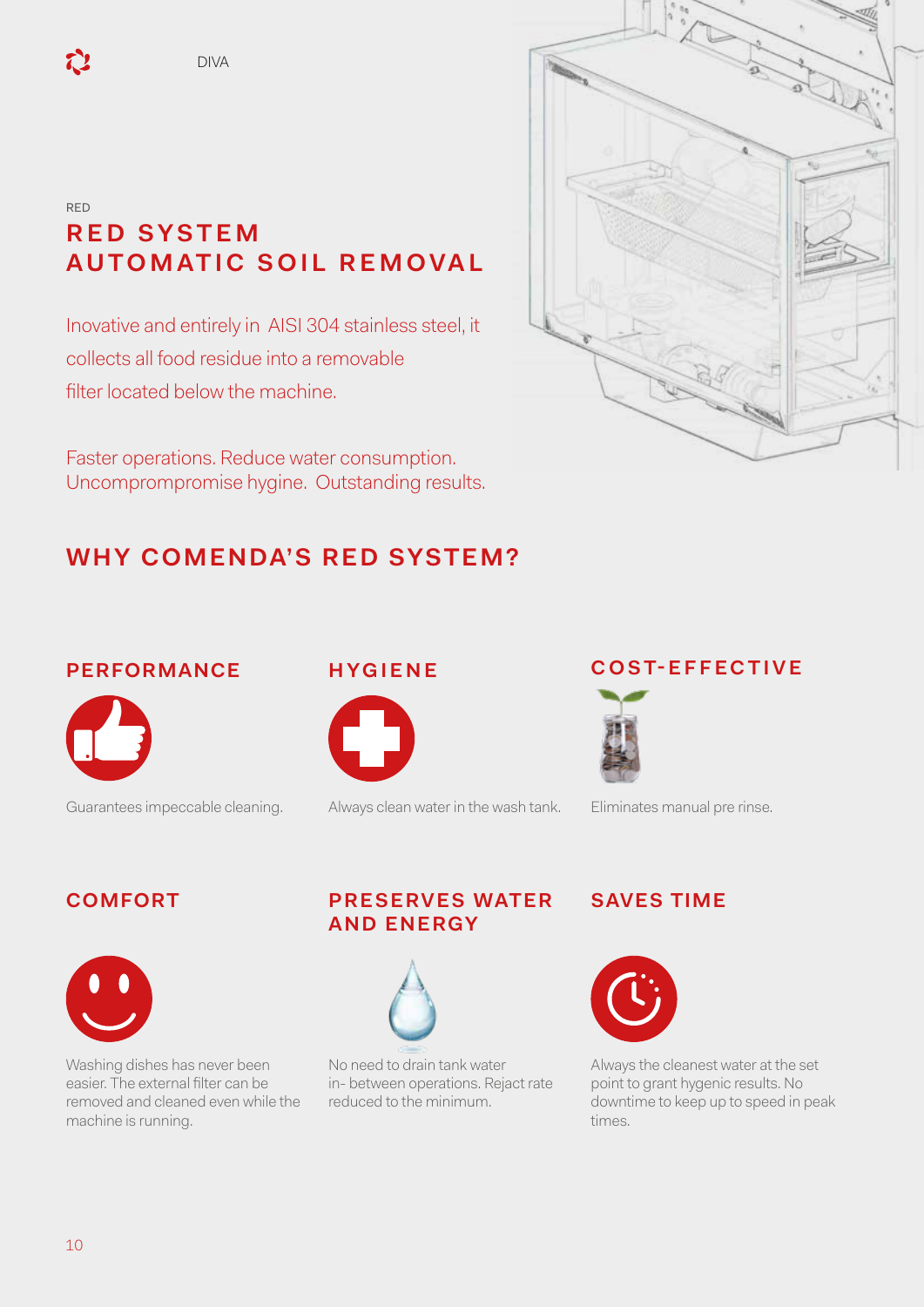RED

# RED SYSTEM AUTOMATIC SOIL REMOVAL

Inovative and entirely in AISI 304 stainless steel, it collects all food residue into a removable filter located below the machine.

Faster operations. Reduce water consumption. Uncomprompromise hygine. Outstanding results.

## WHY COMENDA'S RED SYSTEM?

### PERFORMANCE

Guarantees impeccable cleaning.

### HYGIENE

Always clean water in the wash tank.

### COST-EFFECTIVE

Eliminates manual pre rinse.

### COMFORT

Washing dishes has never been easier. The external filter can be removed and cleaned even while the machine is running.

### PRESERVES WATER AND ENERGY

No need to drain tank water in- between operations. Reject rate reduced to the minimum.

### SAVES TIME

Always the cleanest water at the set point to grant hygenic results. No downtime to keep up to speed in peak times.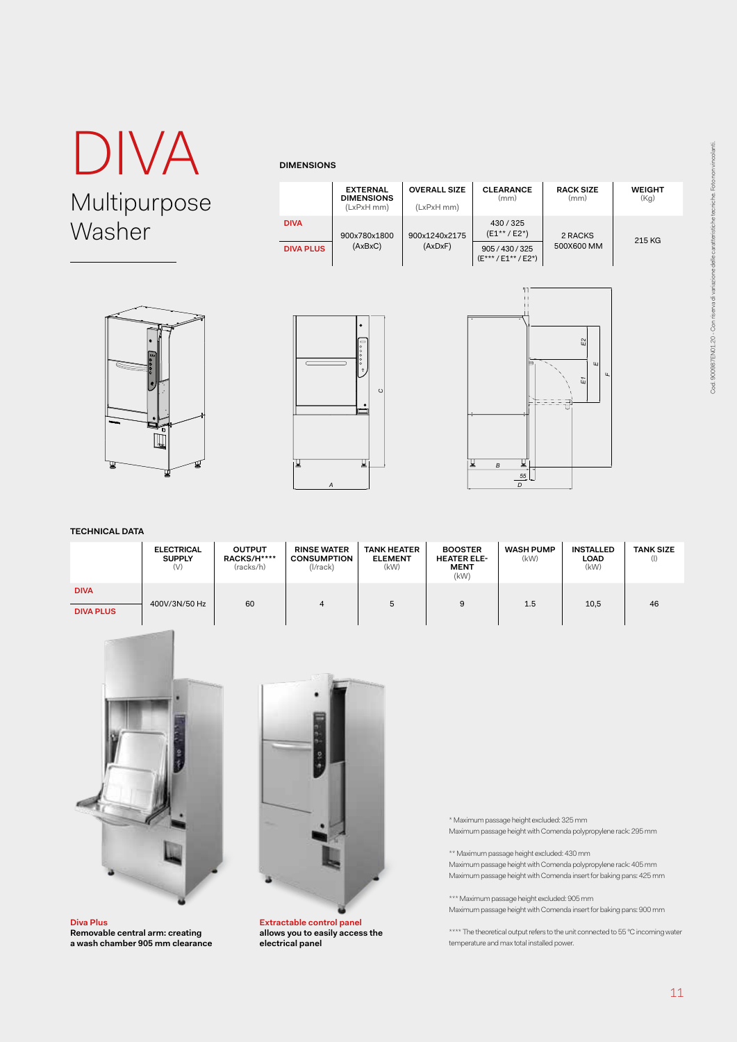# DIVA

## Multipurpose Washer

### DIMENSIONS

| | EXTERNAL DIMENSIONS (LxPxH mm) | OVERALL SIZE (LxPxH mm) | CLEARANCE (mm) | RACK SIZE (mm) | WEIGHT (Kg) |
|---|---|---|---|---|---|
| DIVA | 900x780x1800 (AxBxC) | 900x1240x2175 (AxDxF) | 430 / 325 (E1** / E2*) | 2 RACKS 500X600 MM | 215 KG |
| DIVA PLUS | | | 905 / 430 / 325 (E*** / E1** / E2*) | | |

### TECHNICAL DATA

| | ELECTRICAL SUPPLY (V) | OUTPUT RACKS/H**** (racks/h) | RINSE WATER CONSUMPTION (l/rack) | TANK HEATER ELEMENT (kW) | BOOSTER HEATER ELEMENT (kW) | WASH PUMP (kW) | INSTALLED LOAD (kW) | TANK SIZE (l) |
|---|---|---|---|---|---|---|---|---|
| DIVA | 400V/3N/50 Hz | 60 | 4 | 5 | 9 | 1.5 | 10,5 | 46 |
| DIVA PLUS | | | | | | | | |

**Diva Plus**
**Removable central arm: creating a wash chamber 905 mm clearance**

**Extractable control panel**
**allows you to easily access the electrical panel**

\* Maximum passage height excluded: 325 mm
Maximum passage height with Comenda polypropylene rack: 295 mm

\** Maximum passage height excluded: 430 mm
Maximum passage height with Comenda polypropylene rack: 405 mm
Maximum passage height with Comenda insert for baking pans: 425 mm

\*** Maximum passage height excluded: 905 mm
Maximum passage height with Comenda insert for baking pans: 900 mm

\**** The theoretical output refers to the unit connected to 55 °C incoming water temperature and max total installed power.

Cod. 90098TEN01.20 - Con riserva di variazione delle caratteristiche tecniche. Foto non vincolanti.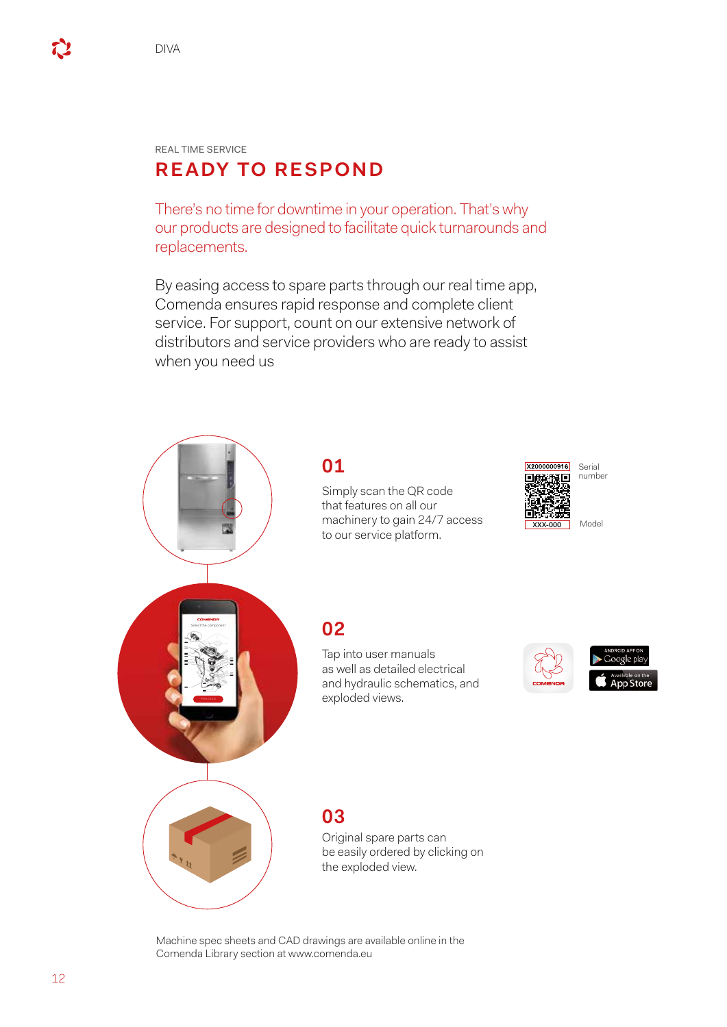REAL TIME SERVICE

# READY TO RESPOND

There's no time for downtime in your operation. That's why our products are designed to facilitate quick turnarounds and replacements.

By easing access to spare parts through our real time app, Comenda ensures rapid response and complete client service. For support, count on our extensive network of distributors and service providers who are ready to assist when you need us

## 01

Simply scan the QR code that features on all our machinery to gain 24/7 access to our service platform.

X2000000916 — Serial number

XXX-000 — Model

## 02

Tap into user manuals as well as detailed electrical and hydraulic schematics, and exploded views.

## 03

Original spare parts can be easily ordered by clicking on the exploded view.

Machine spec sheets and CAD drawings are available online in the Comenda Library section at www.comenda.eu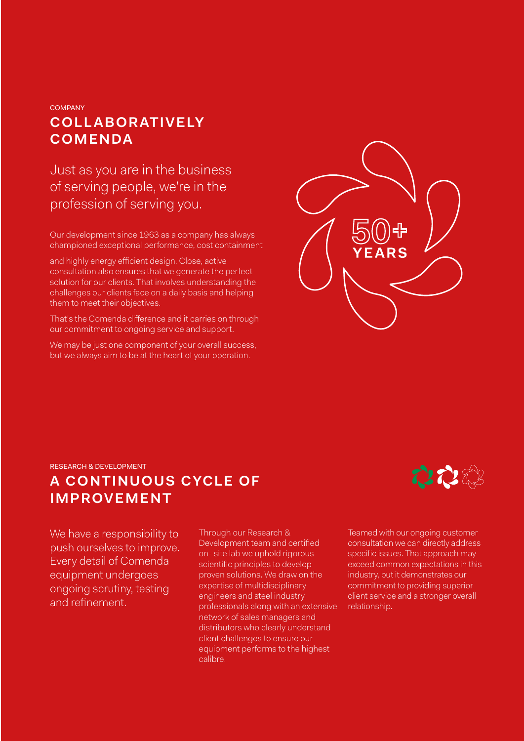COMPANY

## COLLABORATIVELY COMENDA

Just as you are in the business of serving people, we're in the profession of serving you.

Our development since 1963 as a company has always championed exceptional performance, cost containment

and highly energy efficient design. Close, active consultation also ensures that we generate the perfect solution for our clients. That involves understanding the challenges our clients face on a daily basis and helping them to meet their objectives.

That's the Comenda difference and it carries on through our commitment to ongoing service and support.

We may be just one component of your overall success, but we always aim to be at the heart of your operation.

50+ YEARS

RESEARCH & DEVELOPMENT

## A CONTINUOUS CYCLE OF IMPROVEMENT

We have a responsibility to push ourselves to improve. Every detail of Comenda equipment undergoes ongoing scrutiny, testing and refinement.

Through our Research & Development team and certified on- site lab we uphold rigorous scientific principles to develop proven solutions. We draw on the expertise of multidisciplinary engineers and steel industry professionals along with an extensive network of sales managers and distributors who clearly understand client challenges to ensure our equipment performs to the highest calibre.

Teamed with our ongoing customer consultation we can directly address specific issues. That approach may exceed common expectations in this industry, but it demonstrates our commitment to providing superior client service and a stronger overall relationship.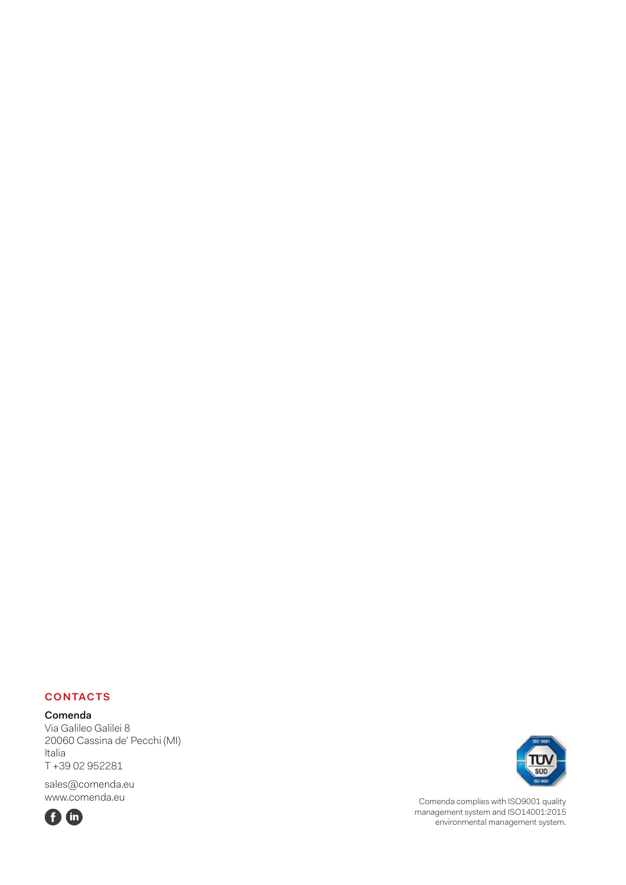## CONTACTS

**Comenda**
Via Galileo Galilei 8
20060 Cassina de' Pecchi (MI)
Italia
T +39 02 952281

sales@comenda.eu
www.comenda.eu

Comenda complies with ISO9001 quality management system and ISO14001:2015 environmental management system.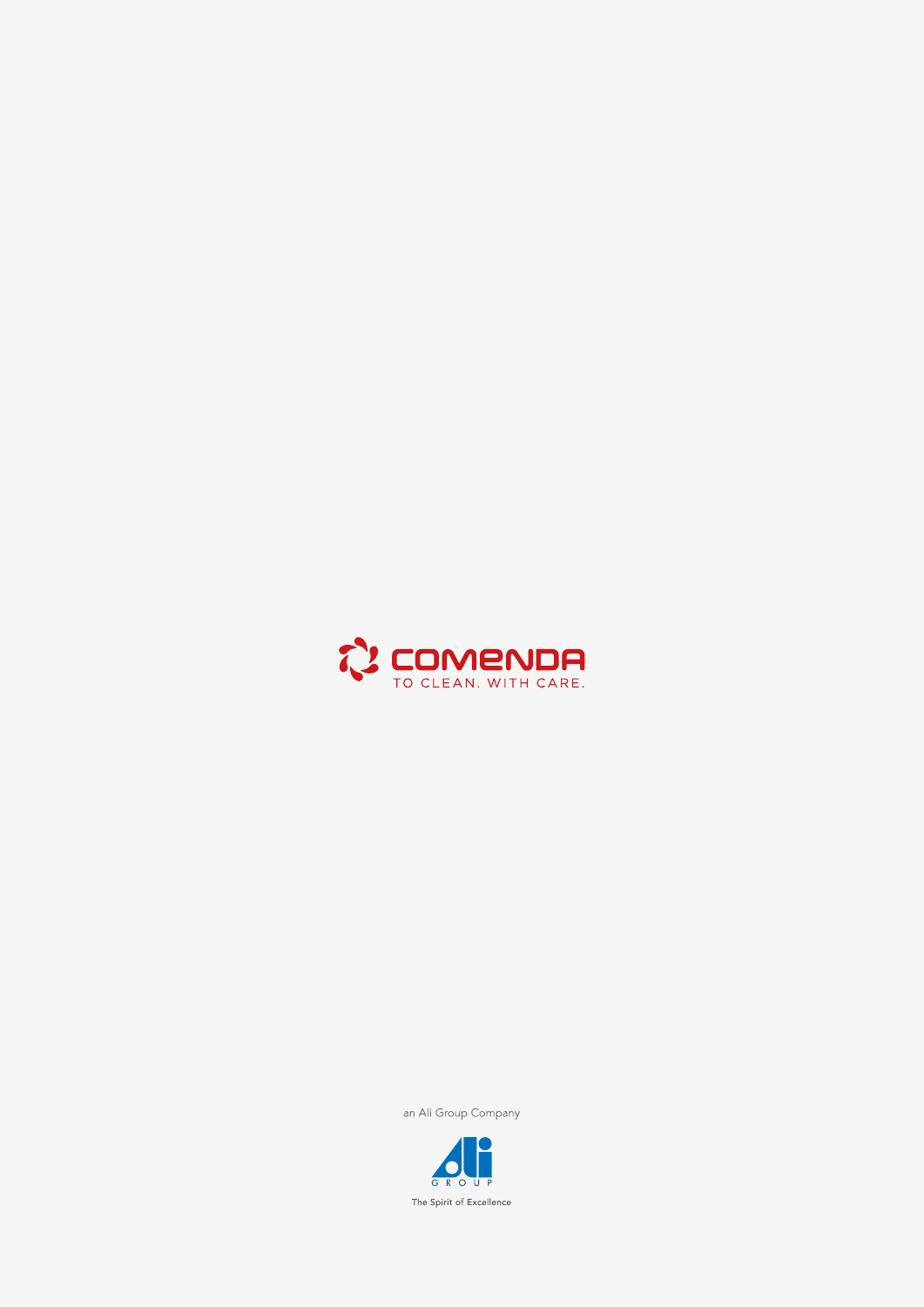COMENDA

TO CLEAN. WITH CARE.

an Ali Group Company

Ali GROUP

The Spirit of Excellence